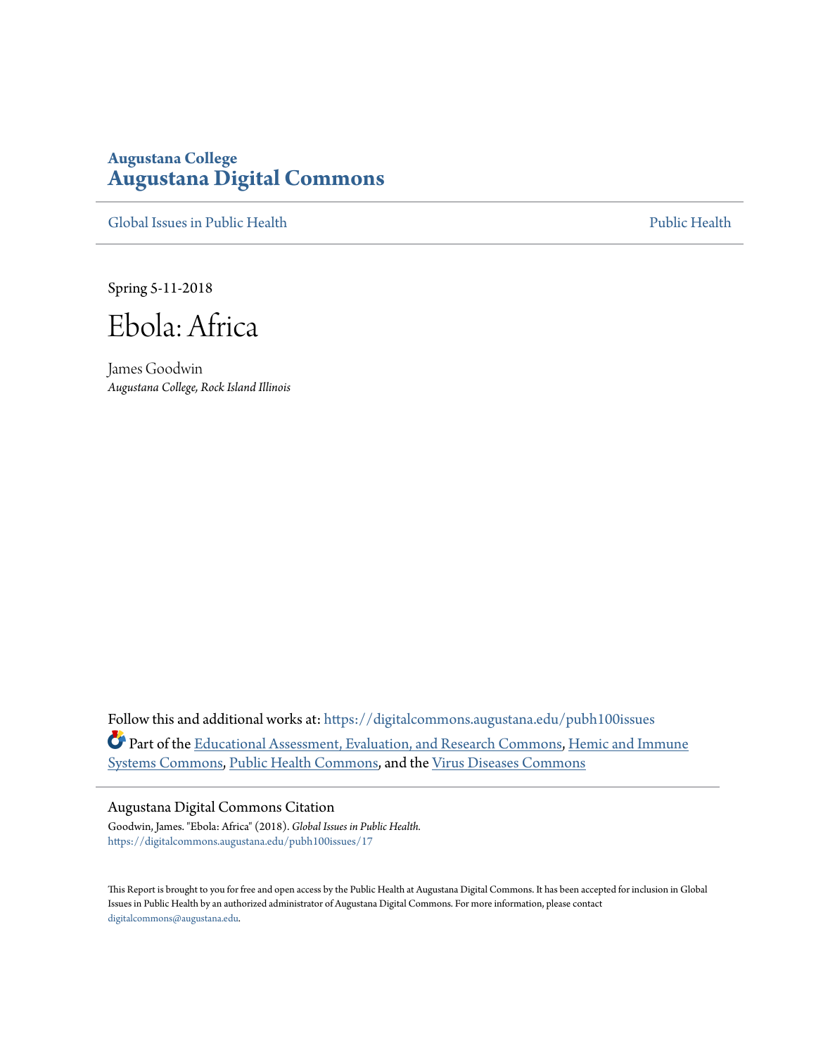Augustana College
**Augustana Digital Commons**

Global Issues in Public Health | Public Health

Spring 5-11-2018

# Ebola: Africa

James Goodwin
*Augustana College, Rock Island Illinois*

Follow this and additional works at: https://digitalcommons.augustana.edu/pubh100issues

Part of the Educational Assessment, Evaluation, and Research Commons, Hemic and Immune Systems Commons, Public Health Commons, and the Virus Diseases Commons

---

Augustana Digital Commons Citation

Goodwin, James. "Ebola: Africa" (2018). *Global Issues in Public Health.*
https://digitalcommons.augustana.edu/pubh100issues/17

This Report is brought to you for free and open access by the Public Health at Augustana Digital Commons. It has been accepted for inclusion in Global Issues in Public Health by an authorized administrator of Augustana Digital Commons. For more information, please contact digitalcommons@augustana.edu.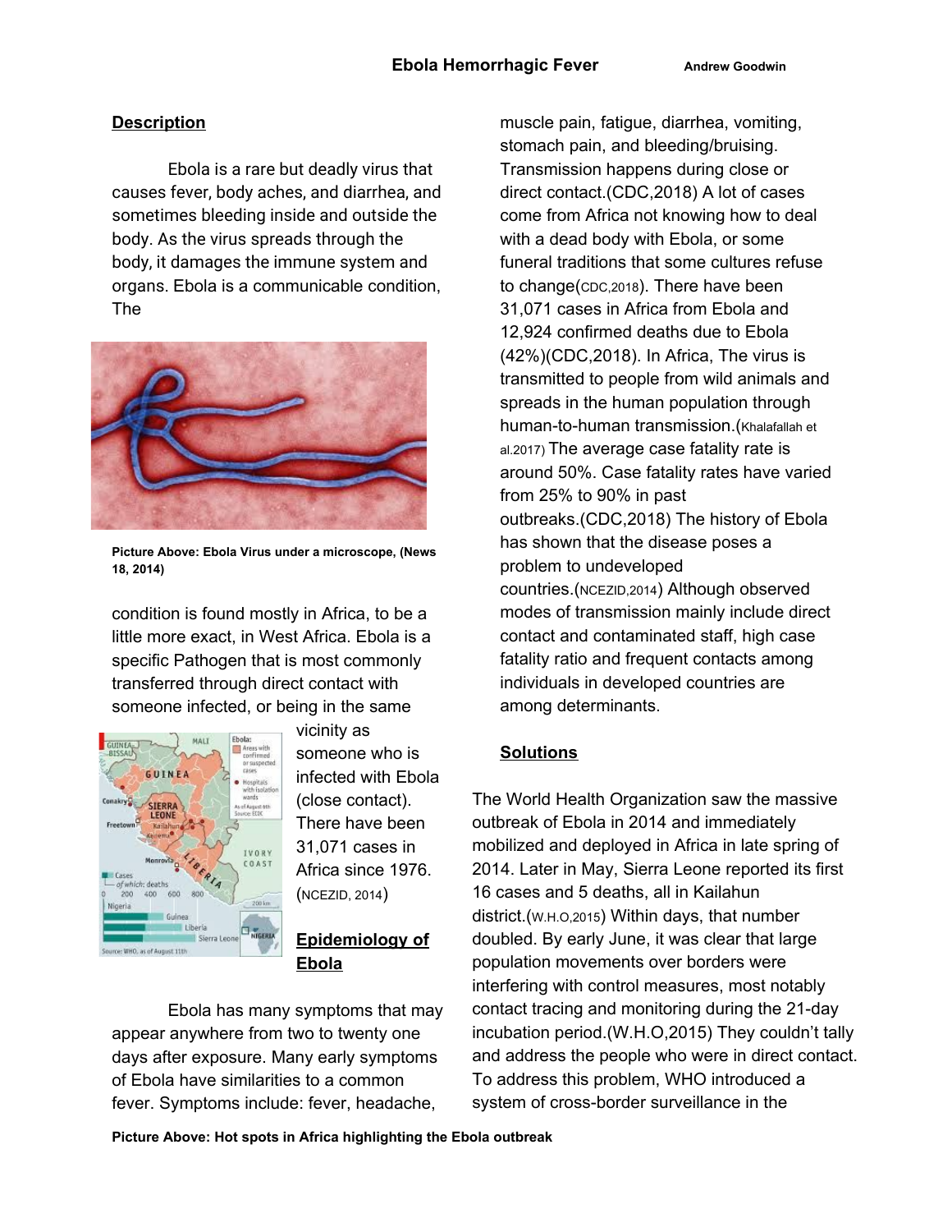# Ebola Hemorrhagic Fever

**Andrew Goodwin**

## Description

Ebola is a rare but deadly virus that causes fever, body aches, and diarrhea, and sometimes bleeding inside and outside the body. As the virus spreads through the body, it damages the immune system and organs. Ebola is a communicable condition, The condition is found mostly in Africa, to be a little more exact, in West Africa. Ebola is a specific Pathogen that is most commonly transferred through direct contact with someone infected, or being in the same vicinity as someone who is infected with Ebola (close contact). There have been 31,071 cases in Africa since 1976. (NCEZID, 2014)

**Picture Above: Ebola Virus under a microscope, (News 18, 2014)**

**Picture Above: Hot spots in Africa highlighting the Ebola outbreak**

## Epidemiology of Ebola

Ebola has many symptoms that may appear anywhere from two to twenty one days after exposure. Many early symptoms of Ebola have similarities to a common fever. Symptoms include: fever, headache, muscle pain, fatigue, diarrhea, vomiting, stomach pain, and bleeding/bruising. Transmission happens during close or direct contact.(CDC,2018) A lot of cases come from Africa not knowing how to deal with a dead body with Ebola, or some funeral traditions that some cultures refuse to change(CDC,2018). There have been 31,071 cases in Africa from Ebola and 12,924 confirmed deaths due to Ebola (42%)(CDC,2018). In Africa, The virus is transmitted to people from wild animals and spreads in the human population through human-to-human transmission.(Khalafallah et al.2017) The average case fatality rate is around 50%. Case fatality rates have varied from 25% to 90% in past outbreaks.(CDC,2018) The history of Ebola has shown that the disease poses a problem to undeveloped countries.(NCEZID,2014) Although observed modes of transmission mainly include direct contact and contaminated staff, high case fatality ratio and frequent contacts among individuals in developed countries are among determinants.

## Solutions

The World Health Organization saw the massive outbreak of Ebola in 2014 and immediately mobilized and deployed in Africa in late spring of 2014. Later in May, Sierra Leone reported its first 16 cases and 5 deaths, all in Kailahun district.(W.H.O,2015) Within days, that number doubled. By early June, it was clear that large population movements over borders were interfering with control measures, most notably contact tracing and monitoring during the 21-day incubation period.(W.H.O,2015) They couldn't tally and address the people who were in direct contact. To address this problem, WHO introduced a system of cross-border surveillance in the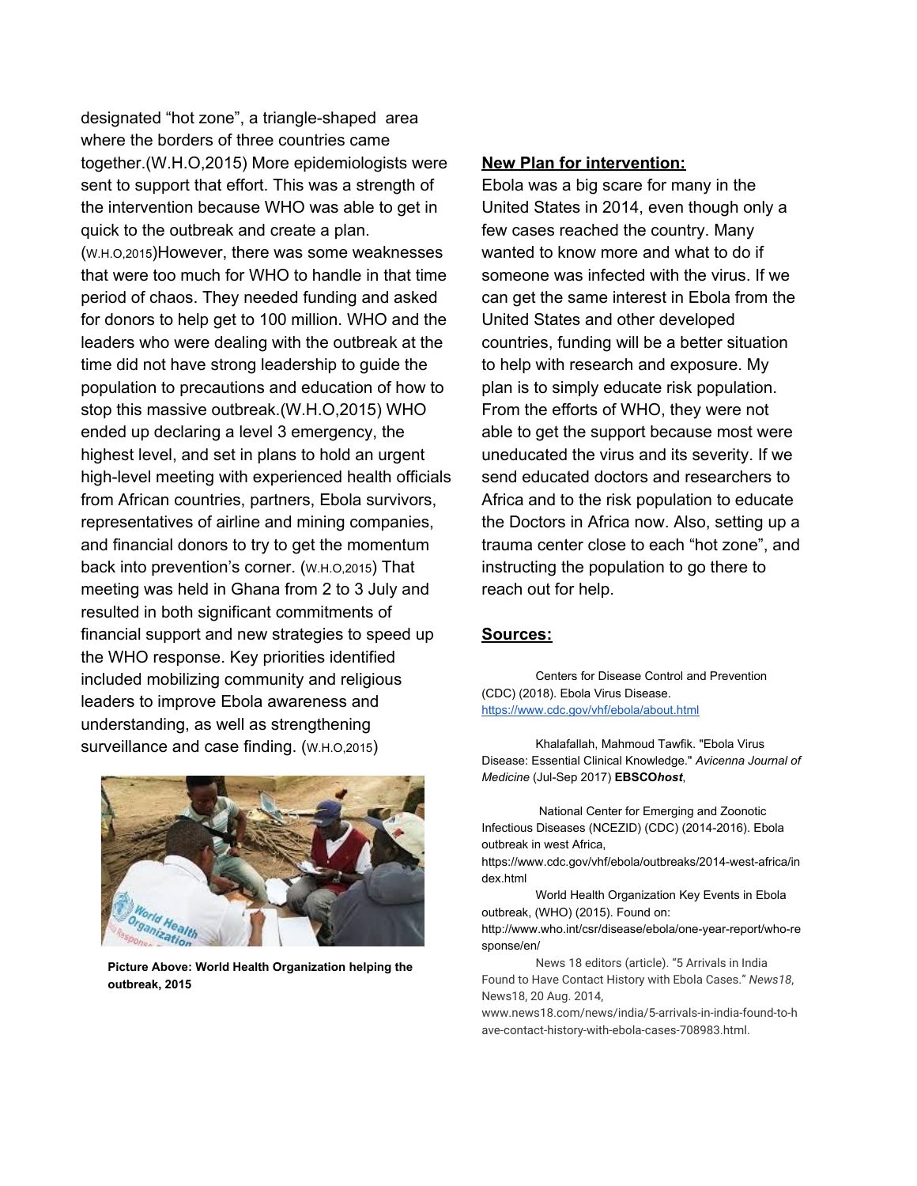designated "hot zone", a triangle-shaped area where the borders of three countries came together.(W.H.O,2015) More epidemiologists were sent to support that effort. This was a strength of the intervention because WHO was able to get in quick to the outbreak and create a plan. (W.H.O,2015)However, there was some weaknesses that were too much for WHO to handle in that time period of chaos. They needed funding and asked for donors to help get to 100 million. WHO and the leaders who were dealing with the outbreak at the time did not have strong leadership to guide the population to precautions and education of how to stop this massive outbreak.(W.H.O,2015) WHO ended up declaring a level 3 emergency, the highest level, and set in plans to hold an urgent high-level meeting with experienced health officials from African countries, partners, Ebola survivors, representatives of airline and mining companies, and financial donors to try to get the momentum back into prevention's corner. (W.H.O,2015) That meeting was held in Ghana from 2 to 3 July and resulted in both significant commitments of financial support and new strategies to speed up the WHO response. Key priorities identified included mobilizing community and religious leaders to improve Ebola awareness and understanding, as well as strengthening surveillance and case finding. (W.H.O,2015)

**Picture Above: World Health Organization helping the outbreak, 2015**

## New Plan for intervention:

Ebola was a big scare for many in the United States in 2014, even though only a few cases reached the country. Many wanted to know more and what to do if someone was infected with the virus. If we can get the same interest in Ebola from the United States and other developed countries, funding will be a better situation to help with research and exposure. My plan is to simply educate risk population. From the efforts of WHO, they were not able to get the support because most were uneducated the virus and its severity. If we send educated doctors and researchers to Africa and to the risk population to educate the Doctors in Africa now. Also, setting up a trauma center close to each "hot zone", and instructing the population to go there to reach out for help.

## Sources:

Centers for Disease Control and Prevention (CDC) (2018). Ebola Virus Disease. https://www.cdc.gov/vhf/ebola/about.html

Khalafallah, Mahmoud Tawfik. "Ebola Virus Disease: Essential Clinical Knowledge." *Avicenna Journal of Medicine* (Jul-Sep 2017) **EBSCO*host***,

National Center for Emerging and Zoonotic Infectious Diseases (NCEZID) (CDC) (2014-2016). Ebola outbreak in west Africa, https://www.cdc.gov/vhf/ebola/outbreaks/2014-west-africa/index.html

World Health Organization Key Events in Ebola outbreak, (WHO) (2015). Found on: http://www.who.int/csr/disease/ebola/one-year-report/who-response/en/

News 18 editors (article). "5 Arrivals in India Found to Have Contact History with Ebola Cases." *News18*, News18, 20 Aug. 2014, www.news18.com/news/india/5-arrivals-in-india-found-to-have-contact-history-with-ebola-cases-708983.html.